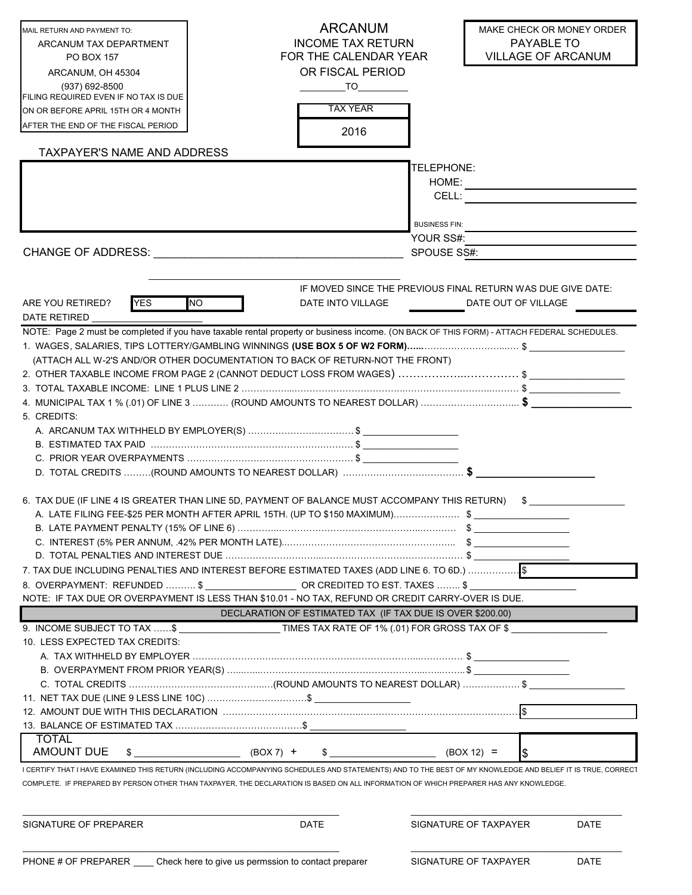MAIL RETURN AND PAYMENT TO:
ARCANUM TAX DEPARTMENT
PO BOX 157
ARCANUM, OH 45304
(937) 692-8500
FILING REQUIRED EVEN IF NO TAX IS DUE
ON OR BEFORE APRIL 15TH OR 4 MONTH
AFTER THE END OF THE FISCAL PERIOD

# ARCANUM

## INCOME TAX RETURN FOR THE CALENDAR YEAR OR FISCAL PERIOD

________ TO ________

| TAX YEAR |
|---|
| 2016 |

MAKE CHECK OR MONEY ORDER PAYABLE TO VILLAGE OF ARCANUM

TAXPAYER'S NAME AND ADDRESS

TELEPHONE:
HOME: ____________
CELL: ____________

BUSINESS FIN: ____________
YOUR SS#: ____________
SPOUSE SS#: ____________

CHANGE OF ADDRESS: ________________________________________

IF MOVED SINCE THE PREVIOUS FINAL RETURN WAS DUE GIVE DATE:

ARE YOU RETIRED? YES NO

DATE INTO VILLAGE ________ DATE OUT OF VILLAGE ________

DATE RETIRED ____________________

NOTE: Page 2 must be completed if you have taxable rental property or business income. (ON BACK OF THIS FORM) - ATTACH FEDERAL SCHEDULES.

1. WAGES, SALARIES, TIPS LOTTERY/GAMBLING WINNINGS **(USE BOX 5 OF W2 FORM)......** $ ____________
   (ATTACH ALL W-2'S AND/OR OTHER DOCUMENTATION TO BACK OF RETURN-NOT THE FRONT)
2. OTHER TAXABLE INCOME FROM PAGE 2 (CANNOT DEDUCT LOSS FROM WAGES) $ ____________
3. TOTAL TAXABLE INCOME: LINE 1 PLUS LINE 2 $ ____________
4. MUNICIPAL TAX 1 % (.01) OF LINE 3 ........... (ROUND AMOUNTS TO NEAREST DOLLAR) **$** ____________
5. CREDITS:
   A. ARCANUM TAX WITHHELD BY EMPLOYER(S) $ ____________
   B. ESTIMATED TAX PAID $ ____________
   C. PRIOR YEAR OVERPAYMENTS $ ____________
   D. TOTAL CREDITS .........(ROUND AMOUNTS TO NEAREST DOLLAR) **$** ____________

6. TAX DUE (IF LINE 4 IS GREATER THAN LINE 5D, PAYMENT OF BALANCE MUST ACCOMPANY THIS RETURN) $ ____________
   A. LATE FILING FEE-$25 PER MONTH AFTER APRIL 15TH. (UP TO $150 MAXIMUM) $ ____________
   B. LATE PAYMENT PENALTY (15% OF LINE 6) $ ____________
   C. INTEREST (5% PER ANNUM, .42% PER MONTH LATE) $ ____________
   D. TOTAL PENALTIES AND INTEREST DUE $ ____________
7. TAX DUE INCLUDING PENALTIES AND INTEREST BEFORE ESTIMATED TAXES (ADD LINE 6. TO 6D.) $ ____________
8. OVERPAYMENT: REFUNDED .......... $ ____________ OR CREDITED TO EST. TAXES ........ $ ____________

NOTE: IF TAX DUE OR OVERPAYMENT IS LESS THAN $10.01 - NO TAX, REFUND OR CREDIT CARRY-OVER IS DUE.

## DECLARATION OF ESTIMATED TAX (IF TAX DUE IS OVER $200.00)

9. INCOME SUBJECT TO TAX ......$ ____________ TIMES TAX RATE OF 1% (.01) FOR GROSS TAX OF $ ____________
10. LESS EXPECTED TAX CREDITS:
    A. TAX WITHHELD BY EMPLOYER $ ____________
    B. OVERPAYMENT FROM PRIOR YEAR(S) $ ____________
    C. TOTAL CREDITS .........(ROUND AMOUNTS TO NEAREST DOLLAR) $ ____________
11. NET TAX DUE (LINE 9 LESS LINE 10C) $ ____________
12. AMOUNT DUE WITH THIS DECLARATION $ ____________
13. BALANCE OF ESTIMATED TAX $ ____________

TOTAL AMOUNT DUE $ ____________ (BOX 7) + $ ____________ (BOX 12) = $ ____________

I CERTIFY THAT I HAVE EXAMINED THIS RETURN (INCLUDING ACCOMPANYING SCHEDULES AND STATEMENTS) AND TO THE BEST OF MY KNOWLEDGE AND BELIEF IT IS TRUE, CORRECT COMPLETE. IF PREPARED BY PERSON OTHER THAN TAXPAYER, THE DECLARATION IS BASED ON ALL INFORMATION OF WHICH PREPARER HAS ANY KNOWLEDGE.

SIGNATURE OF PREPARER ____________ DATE ____________

SIGNATURE OF TAXPAYER ____________ DATE ____________

PHONE # OF PREPARER ____ Check here to give us permssion to contact preparer

SIGNATURE OF TAXPAYER ____________ DATE ____________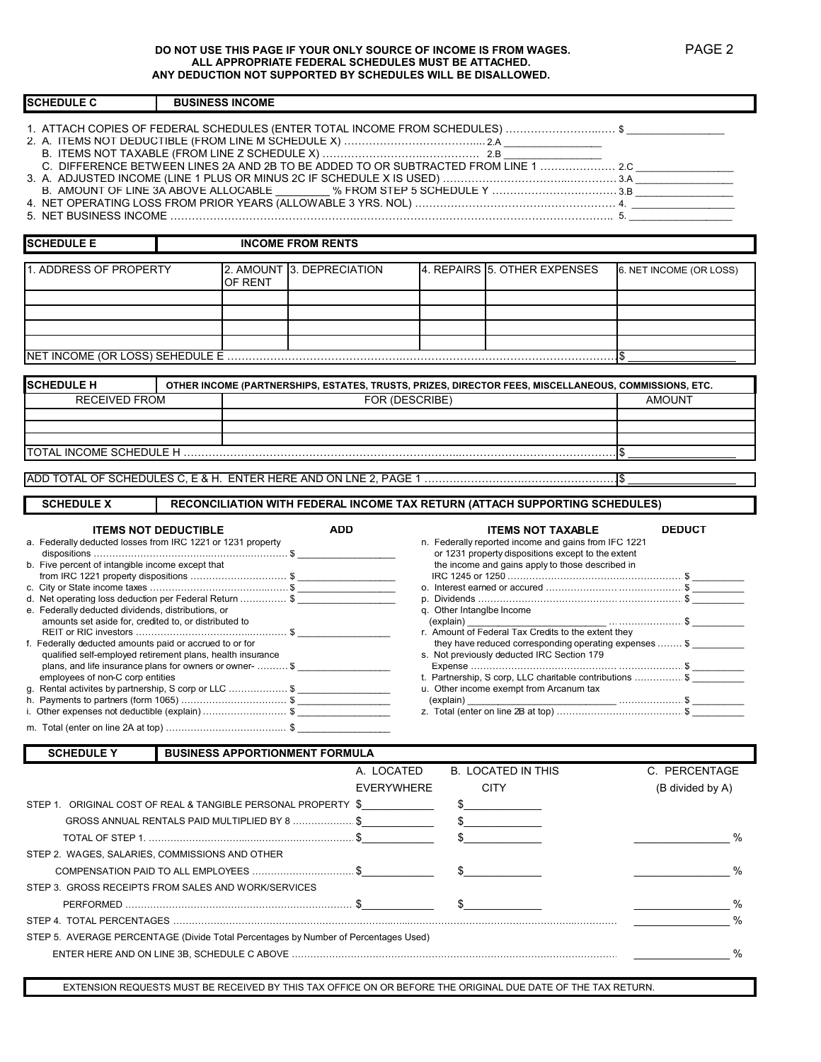**DO NOT USE THIS PAGE IF YOUR ONLY SOURCE OF INCOME IS FROM WAGES.**
**ALL APPROPRIATE FEDERAL SCHEDULES MUST BE ATTACHED.**
**ANY DEDUCTION NOT SUPPORTED BY SCHEDULES WILL BE DISALLOWED.**

## SCHEDULE C — BUSINESS INCOME

1. ATTACH COPIES OF FEDERAL SCHEDULES (ENTER TOTAL INCOME FROM SCHEDULES) ............................ $ ________________
2. A. ITEMS NOT DEDUCTIBLE (FROM LINE M SCHEDULE X) ...................................... 2.A ________________
   B. ITEMS NOT TAXABLE (FROM LINE Z SCHEDULE X) .......................................... 2.B ________________
   C. DIFFERENCE BETWEEN LINES 2A AND 2B TO BE ADDED TO OR SUBTRACTED FROM LINE 1 .................... 2.C ________________
3. A. ADJUSTED INCOME (LINE 1 PLUS OR MINUS 2C IF SCHEDULE X IS USED) .............................. 3.A ________________
   B. AMOUNT OF LINE 3A ABOVE ALLOCABLE ________ % FROM STEP 5 SCHEDULE Y .............................. 3.B ________________
4. NET OPERATING LOSS FROM PRIOR YEARS (ALLOWABLE 3 YRS. NOL) ................................................. 4. ________________
5. NET BUSINESS INCOME ......................................................................................................... 5. ________________

## SCHEDULE E — INCOME FROM RENTS

| 1. ADDRESS OF PROPERTY | 2. AMOUNT OF RENT | 3. DEPRECIATION | 4. REPAIRS | 5. OTHER EXPENSES | 6. NET INCOME (OR LOSS) |
|---|---|---|---|---|---|
| | | | | | |
| | | | | | |
| | | | | | |
| | | | | | |
| NET INCOME (OR LOSS) SEHEDULE E ........................................ | | | | | $ ________________ |

## SCHEDULE H — OTHER INCOME (PARTNERSHIPS, ESTATES, TRUSTS, PRIZES, DIRECTOR FEES, MISCELLANEOUS, COMMISSIONS, ETC.

| RECEIVED FROM | FOR (DESCRIBE) | AMOUNT |
|---|---|---|
| | | |
| | | |
| | | |
| TOTAL INCOME SCHEDULE H ........................................ | | $ ________________ |

ADD TOTAL OF SCHEDULES C, E & H. ENTER HERE AND ON LNE 2, PAGE 1 ............................................ $ ________________

## SCHEDULE X — RECONCILIATION WITH FEDERAL INCOME TAX RETURN (ATTACH SUPPORTING SCHEDULES)

**ITEMS NOT DEDUCTIBLE — ADD**

a. Federally deducted losses from IRC 1221 or 1231 property dispositions ........................................ $ ________________
b. Five percent of intangible income except that from IRC 1221 property dispositions ........................ $ ________________
c. City or State income taxes ........................................ $ ________________
d. Net operating loss deduction per Federal Return ............... $ ________________
e. Federally deducted dividends, distributions, or amounts set aside for, credited to, or distributed to REIT or RIC investors ........................................ $ ________________
f. Federally deducted amounts paid or accrued to or for qualified self-employed retirement plans, health insurance plans, and life insurance plans for owners or owner- employees of non-C corp entities .......... $ ________________
g. Rental activites by partnership, S corp or LLC .................. $ ________________
h. Payments to partners (form 1065) ................................. $ ________________
i. Other expenses not deductible (explain) .......................... $ ________________

m. Total (enter on line 2A at top) ...................................... $ ________________

**ITEMS NOT TAXABLE — DEDUCT**

n. Federally reported income and gains from IFC 1221 or 1231 property dispositions except to the extent the income and gains apply to those described in IRC 1245 or 1250 ........................................ $ __________
o. Interest earned or accured ........................................ $ __________
p. Dividends ........................................ $ __________
q. Other Intanglbe Income (explain) ____________________________ ........................ $ __________
r. Amount of Federal Tax Credits to the extent they they have reduced corresponding operating expenses ........ $ __________
s. Not previously deducted IRC Section 179 Expense ........................................ $ __________
t. Partnership, S corp, LLC charitable contributions ............... $ __________
u. Other income exempt from Arcanum tax (explain) ____________________________ ........................ $ __________
z. Total (enter on line 2B at top) ........................................ $ __________

## SCHEDULE Y — BUSINESS APPORTIONMENT FORMULA

| | A. LOCATED EVERYWHERE | B. LOCATED IN THIS CITY | C. PERCENTAGE (B divided by A) |
|---|---|---|---|
| STEP 1. ORIGINAL COST OF REAL & TANGIBLE PERSONAL PROPERTY | $____________ | $____________ | |
| GROSS ANNUAL RENTALS PAID MULTIPLIED BY 8 .................... | $____________ | $____________ | |
| TOTAL OF STEP 1. ........................................ | $____________ | $____________ | ________________ % |
| STEP 2. WAGES, SALARIES, COMMISSIONS AND OTHER COMPENSATION PAID TO ALL EMPLOYEES ................................ | $____________ | $____________ | ________________ % |
| STEP 3. GROSS RECEIPTS FROM SALES AND WORK/SERVICES PERFORMED ........................................ | $____________ | $____________ | ________________ % |
| STEP 4. TOTAL PERCENTAGES ........................................ | | | ________________ % |
| STEP 5. AVERAGE PERCENTAGE (Divide Total Percentages by Number of Percentages Used) ENTER HERE AND ON LINE 3B, SCHEDULE C ABOVE ........................................ | | | ________________ % |

EXTENSION REQUESTS MUST BE RECEIVED BY THIS TAX OFFICE ON OR BEFORE THE ORIGINAL DUE DATE OF THE TAX RETURN.